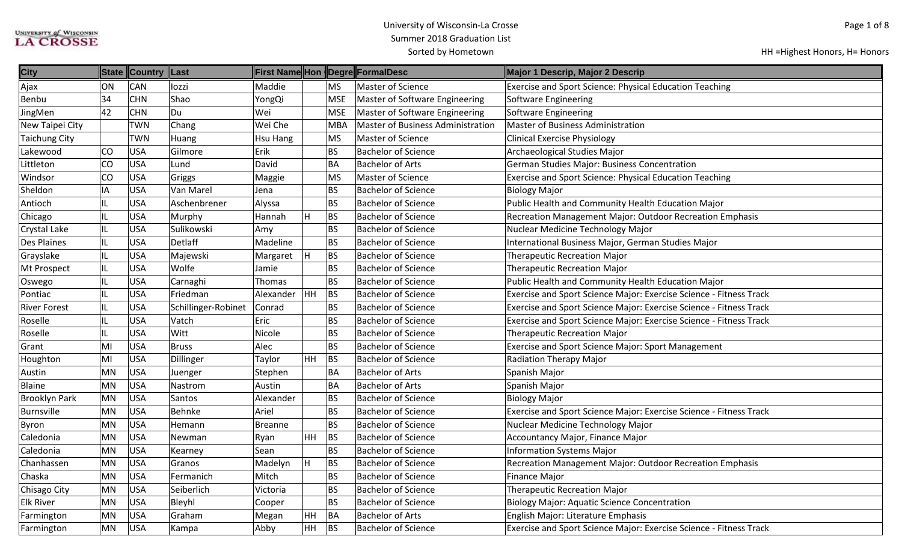# University of Wisconsin-La Crosse

## Summer 2018 Graduation List

### Sorted by Hometown

HH =Highest Honors, H= Honors

| City | State | Country | Last | First Name | Hon | Degre | FormalDesc | Major 1 Descrip, Major 2 Descrip |
|---|---|---|---|---|---|---|---|---|
| Ajax | ON | CAN | Iozzi | Maddie | | MS | Master of Science | Exercise and Sport Science: Physical Education Teaching |
| Benbu | 34 | CHN | Shao | YongQi | | MSE | Master of Software Engineering | Software Engineering |
| JingMen | 42 | CHN | Du | Wei | | MSE | Master of Software Engineering | Software Engineering |
| New Taipei City | | TWN | Chang | Wei Che | | MBA | Master of Business Administration | Master of Business Administration |
| Taichung City | | TWN | Huang | Hsu Hang | | MS | Master of Science | Clinical Exercise Physiology |
| Lakewood | CO | USA | Gilmore | Erik | | BS | Bachelor of Science | Archaeological Studies Major |
| Littleton | CO | USA | Lund | David | | BA | Bachelor of Arts | German Studies Major: Business Concentration |
| Windsor | CO | USA | Griggs | Maggie | | MS | Master of Science | Exercise and Sport Science: Physical Education Teaching |
| Sheldon | IA | USA | Van Marel | Jena | | BS | Bachelor of Science | Biology Major |
| Antioch | IL | USA | Aschenbrener | Alyssa | | BS | Bachelor of Science | Public Health and Community Health Education Major |
| Chicago | IL | USA | Murphy | Hannah | H | BS | Bachelor of Science | Recreation Management Major: Outdoor Recreation Emphasis |
| Crystal Lake | IL | USA | Sulikowski | Amy | | BS | Bachelor of Science | Nuclear Medicine Technology Major |
| Des Plaines | IL | USA | Detlaff | Madeline | | BS | Bachelor of Science | International Business Major, German Studies Major |
| Grayslake | IL | USA | Majewski | Margaret | H | BS | Bachelor of Science | Therapeutic Recreation Major |
| Mt Prospect | IL | USA | Wolfe | Jamie | | BS | Bachelor of Science | Therapeutic Recreation Major |
| Oswego | IL | USA | Carnaghi | Thomas | | BS | Bachelor of Science | Public Health and Community Health Education Major |
| Pontiac | IL | USA | Friedman | Alexander | HH | BS | Bachelor of Science | Exercise and Sport Science Major: Exercise Science - Fitness Track |
| River Forest | IL | USA | Schillinger-Robinet | Conrad | | BS | Bachelor of Science | Exercise and Sport Science Major: Exercise Science - Fitness Track |
| Roselle | IL | USA | Vatch | Eric | | BS | Bachelor of Science | Exercise and Sport Science Major: Exercise Science - Fitness Track |
| Roselle | IL | USA | Witt | Nicole | | BS | Bachelor of Science | Therapeutic Recreation Major |
| Grant | MI | USA | Bruss | Alec | | BS | Bachelor of Science | Exercise and Sport Science Major: Sport Management |
| Houghton | MI | USA | Dillinger | Taylor | HH | BS | Bachelor of Science | Radiation Therapy Major |
| Austin | MN | USA | Juenger | Stephen | | BA | Bachelor of Arts | Spanish Major |
| Blaine | MN | USA | Nastrom | Austin | | BA | Bachelor of Arts | Spanish Major |
| Brooklyn Park | MN | USA | Santos | Alexander | | BS | Bachelor of Science | Biology Major |
| Burnsville | MN | USA | Behnke | Ariel | | BS | Bachelor of Science | Exercise and Sport Science Major: Exercise Science - Fitness Track |
| Byron | MN | USA | Hemann | Breanne | | BS | Bachelor of Science | Nuclear Medicine Technology Major |
| Caledonia | MN | USA | Newman | Ryan | HH | BS | Bachelor of Science | Accountancy Major, Finance Major |
| Caledonia | MN | USA | Kearney | Sean | | BS | Bachelor of Science | Information Systems Major |
| Chanhassen | MN | USA | Granos | Madelyn | H | BS | Bachelor of Science | Recreation Management Major: Outdoor Recreation Emphasis |
| Chaska | MN | USA | Fermanich | Mitch | | BS | Bachelor of Science | Finance Major |
| Chisago City | MN | USA | Seiberlich | Victoria | | BS | Bachelor of Science | Therapeutic Recreation Major |
| Elk River | MN | USA | Bleyhl | Cooper | | BS | Bachelor of Science | Biology Major: Aquatic Science Concentration |
| Farmington | MN | USA | Graham | Megan | HH | BA | Bachelor of Arts | English Major: Literature Emphasis |
| Farmington | MN | USA | Kampa | Abby | HH | BS | Bachelor of Science | Exercise and Sport Science Major: Exercise Science - Fitness Track |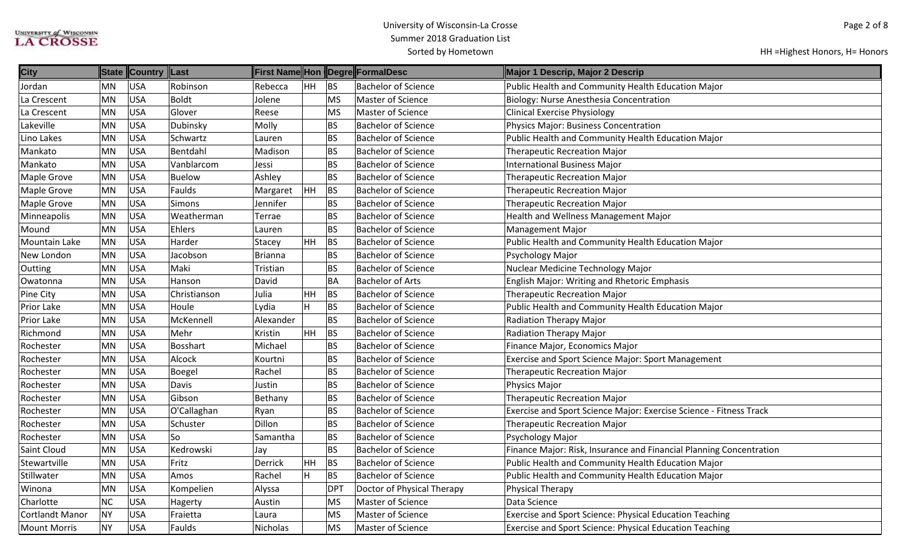University of Wisconsin-La Crosse
Summer 2018 Graduation List
Sorted by Hometown

HH =Highest Honors, H= Honors

| City | State | Country | Last | First Name | Hon | Degre | FormalDesc | Major 1 Descrip, Major 2 Descrip |
|---|---|---|---|---|---|---|---|---|
| Jordan | MN | USA | Robinson | Rebecca | HH | BS | Bachelor of Science | Public Health and Community Health Education Major |
| La Crescent | MN | USA | Boldt | Jolene | | MS | Master of Science | Biology: Nurse Anesthesia Concentration |
| La Crescent | MN | USA | Glover | Reese | | MS | Master of Science | Clinical Exercise Physiology |
| Lakeville | MN | USA | Dubinsky | Molly | | BS | Bachelor of Science | Physics Major: Business Concentration |
| Lino Lakes | MN | USA | Schwartz | Lauren | | BS | Bachelor of Science | Public Health and Community Health Education Major |
| Mankato | MN | USA | Bentdahl | Madison | | BS | Bachelor of Science | Therapeutic Recreation Major |
| Mankato | MN | USA | Vanblarcom | Jessi | | BS | Bachelor of Science | International Business Major |
| Maple Grove | MN | USA | Buelow | Ashley | | BS | Bachelor of Science | Therapeutic Recreation Major |
| Maple Grove | MN | USA | Faulds | Margaret | HH | BS | Bachelor of Science | Therapeutic Recreation Major |
| Maple Grove | MN | USA | Simons | Jennifer | | BS | Bachelor of Science | Therapeutic Recreation Major |
| Minneapolis | MN | USA | Weatherman | Terrae | | BS | Bachelor of Science | Health and Wellness Management Major |
| Mound | MN | USA | Ehlers | Lauren | | BS | Bachelor of Science | Management Major |
| Mountain Lake | MN | USA | Harder | Stacey | HH | BS | Bachelor of Science | Public Health and Community Health Education Major |
| New London | MN | USA | Jacobson | Brianna | | BS | Bachelor of Science | Psychology Major |
| Outing | MN | USA | Maki | Tristian | | BS | Bachelor of Science | Nuclear Medicine Technology Major |
| Owatonna | MN | USA | Hanson | David | | BA | Bachelor of Arts | English Major: Writing and Rhetoric Emphasis |
| Pine City | MN | USA | Christianson | Julia | HH | BS | Bachelor of Science | Therapeutic Recreation Major |
| Prior Lake | MN | USA | Houle | Lydia | H | BS | Bachelor of Science | Public Health and Community Health Education Major |
| Prior Lake | MN | USA | McKennell | Alexander | | BS | Bachelor of Science | Radiation Therapy Major |
| Richmond | MN | USA | Mehr | Kristin | HH | BS | Bachelor of Science | Radiation Therapy Major |
| Rochester | MN | USA | Bosshart | Michael | | BS | Bachelor of Science | Finance Major, Economics Major |
| Rochester | MN | USA | Alcock | Kourtni | | BS | Bachelor of Science | Exercise and Sport Science Major: Sport Management |
| Rochester | MN | USA | Boegel | Rachel | | BS | Bachelor of Science | Therapeutic Recreation Major |
| Rochester | MN | USA | Davis | Justin | | BS | Bachelor of Science | Physics Major |
| Rochester | MN | USA | Gibson | Bethany | | BS | Bachelor of Science | Therapeutic Recreation Major |
| Rochester | MN | USA | O'Callaghan | Ryan | | BS | Bachelor of Science | Exercise and Sport Science Major: Exercise Science - Fitness Track |
| Rochester | MN | USA | Schuster | Dillon | | BS | Bachelor of Science | Therapeutic Recreation Major |
| Rochester | MN | USA | So | Samantha | | BS | Bachelor of Science | Psychology Major |
| Saint Cloud | MN | USA | Kedrowski | Jay | | BS | Bachelor of Science | Finance Major: Risk, Insurance and Financial Planning Concentration |
| Stewartville | MN | USA | Fritz | Derrick | HH | BS | Bachelor of Science | Public Health and Community Health Education Major |
| Stillwater | MN | USA | Amos | Rachel | H | BS | Bachelor of Science | Public Health and Community Health Education Major |
| Winona | MN | USA | Kompelien | Alyssa | | DPT | Doctor of Physical Therapy | Physical Therapy |
| Charlotte | NC | USA | Hagerty | Austin | | MS | Master of Science | Data Science |
| Cortlandt Manor | NY | USA | Fraietta | Laura | | MS | Master of Science | Exercise and Sport Science: Physical Education Teaching |
| Mount Morris | NY | USA | Faulds | Nicholas | | MS | Master of Science | Exercise and Sport Science: Physical Education Teaching |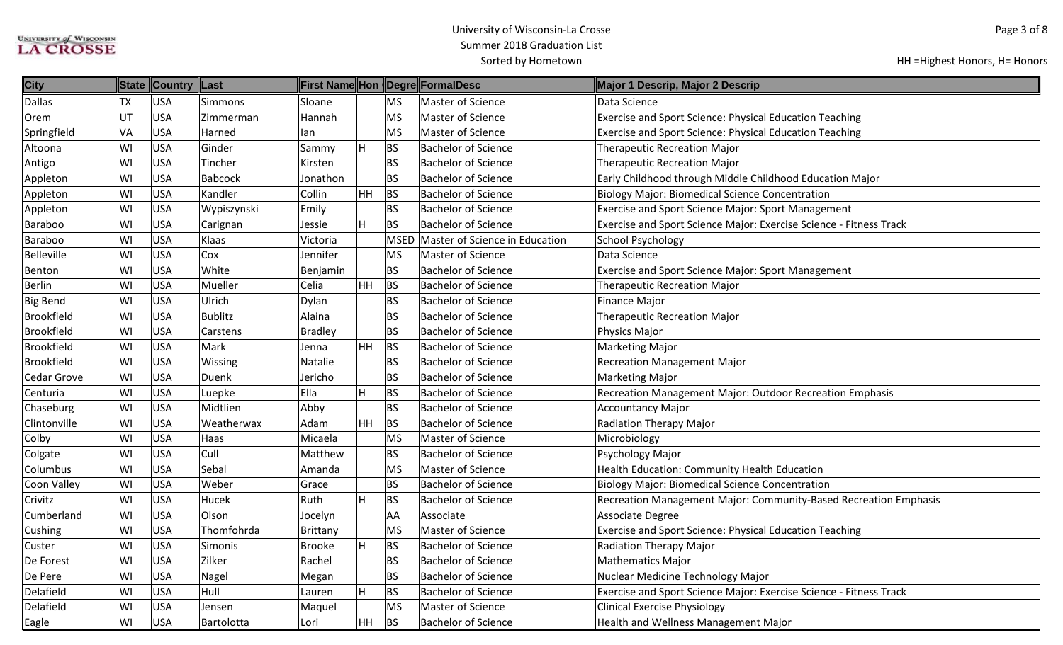University of Wisconsin-La Crosse
Summer 2018 Graduation List
Sorted by Hometown

HH =Highest Honors, H= Honors

| City | State | Country | Last | First Name | Hon | Degre | FormalDesc | Major 1 Descrip, Major 2 Descrip |
|---|---|---|---|---|---|---|---|---|
| Dallas | TX | USA | Simmons | Sloane | | MS | Master of Science | Data Science |
| Orem | UT | USA | Zimmerman | Hannah | | MS | Master of Science | Exercise and Sport Science: Physical Education Teaching |
| Springfield | VA | USA | Harned | Ian | | MS | Master of Science | Exercise and Sport Science: Physical Education Teaching |
| Altoona | WI | USA | Ginder | Sammy | H | BS | Bachelor of Science | Therapeutic Recreation Major |
| Antigo | WI | USA | Tincher | Kirsten | | BS | Bachelor of Science | Therapeutic Recreation Major |
| Appleton | WI | USA | Babcock | Jonathon | | BS | Bachelor of Science | Early Childhood through Middle Childhood Education Major |
| Appleton | WI | USA | Kandler | Collin | HH | BS | Bachelor of Science | Biology Major: Biomedical Science Concentration |
| Appleton | WI | USA | Wypiszynski | Emily | | BS | Bachelor of Science | Exercise and Sport Science Major: Sport Management |
| Baraboo | WI | USA | Carignan | Jessie | H | BS | Bachelor of Science | Exercise and Sport Science Major: Exercise Science - Fitness Track |
| Baraboo | WI | USA | Klaas | Victoria | | MSED | Master of Science in Education | School Psychology |
| Belleville | WI | USA | Cox | Jennifer | | MS | Master of Science | Data Science |
| Benton | WI | USA | White | Benjamin | | BS | Bachelor of Science | Exercise and Sport Science Major: Sport Management |
| Berlin | WI | USA | Mueller | Celia | HH | BS | Bachelor of Science | Therapeutic Recreation Major |
| Big Bend | WI | USA | Ulrich | Dylan | | BS | Bachelor of Science | Finance Major |
| Brookfield | WI | USA | Bublitz | Alaina | | BS | Bachelor of Science | Therapeutic Recreation Major |
| Brookfield | WI | USA | Carstens | Bradley | | BS | Bachelor of Science | Physics Major |
| Brookfield | WI | USA | Mark | Jenna | HH | BS | Bachelor of Science | Marketing Major |
| Brookfield | WI | USA | Wissing | Natalie | | BS | Bachelor of Science | Recreation Management Major |
| Cedar Grove | WI | USA | Duenk | Jericho | | BS | Bachelor of Science | Marketing Major |
| Centuria | WI | USA | Luepke | Ella | H | BS | Bachelor of Science | Recreation Management Major: Outdoor Recreation Emphasis |
| Chaseburg | WI | USA | Midtlien | Abby | | BS | Bachelor of Science | Accountancy Major |
| Clintonville | WI | USA | Weatherwax | Adam | HH | BS | Bachelor of Science | Radiation Therapy Major |
| Colby | WI | USA | Haas | Micaela | | MS | Master of Science | Microbiology |
| Colgate | WI | USA | Cull | Matthew | | BS | Bachelor of Science | Psychology Major |
| Columbus | WI | USA | Sebal | Amanda | | MS | Master of Science | Health Education: Community Health Education |
| Coon Valley | WI | USA | Weber | Grace | | BS | Bachelor of Science | Biology Major: Biomedical Science Concentration |
| Crivitz | WI | USA | Hucek | Ruth | H | BS | Bachelor of Science | Recreation Management Major: Community-Based Recreation Emphasis |
| Cumberland | WI | USA | Olson | Jocelyn | | AA | Associate | Associate Degree |
| Cushing | WI | USA | Thomfohrda | Brittany | | MS | Master of Science | Exercise and Sport Science: Physical Education Teaching |
| Custer | WI | USA | Simonis | Brooke | H | BS | Bachelor of Science | Radiation Therapy Major |
| De Forest | WI | USA | Zilker | Rachel | | BS | Bachelor of Science | Mathematics Major |
| De Pere | WI | USA | Nagel | Megan | | BS | Bachelor of Science | Nuclear Medicine Technology Major |
| Delafield | WI | USA | Hull | Lauren | H | BS | Bachelor of Science | Exercise and Sport Science Major: Exercise Science - Fitness Track |
| Delafield | WI | USA | Jensen | Maquel | | MS | Master of Science | Clinical Exercise Physiology |
| Eagle | WI | USA | Bartolotta | Lori | HH | BS | Bachelor of Science | Health and Wellness Management Major |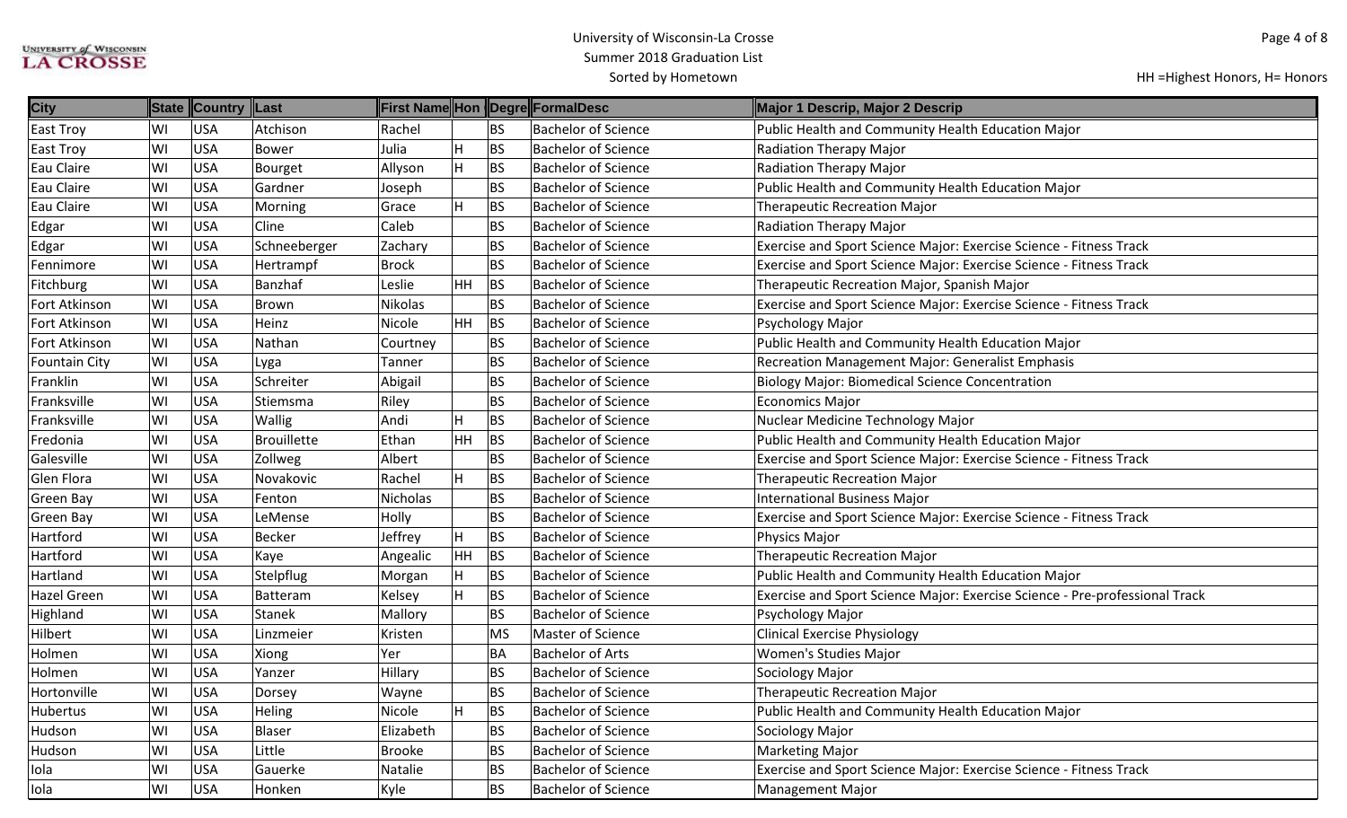University of Wisconsin-La Crosse
Summer 2018 Graduation List
Sorted by Hometown

HH =Highest Honors, H= Honors

| City | State | Country | Last | First Name | Hon | Degre | FormalDesc | Major 1 Descrip, Major 2 Descrip |
|---|---|---|---|---|---|---|---|---|
| East Troy | WI | USA | Atchison | Rachel | | BS | Bachelor of Science | Public Health and Community Health Education Major |
| East Troy | WI | USA | Bower | Julia | H | BS | Bachelor of Science | Radiation Therapy Major |
| Eau Claire | WI | USA | Bourget | Allyson | H | BS | Bachelor of Science | Radiation Therapy Major |
| Eau Claire | WI | USA | Gardner | Joseph | | BS | Bachelor of Science | Public Health and Community Health Education Major |
| Eau Claire | WI | USA | Morning | Grace | H | BS | Bachelor of Science | Therapeutic Recreation Major |
| Edgar | WI | USA | Cline | Caleb | | BS | Bachelor of Science | Radiation Therapy Major |
| Edgar | WI | USA | Schneeberger | Zachary | | BS | Bachelor of Science | Exercise and Sport Science Major: Exercise Science - Fitness Track |
| Fennimore | WI | USA | Hertrampf | Brock | | BS | Bachelor of Science | Exercise and Sport Science Major: Exercise Science - Fitness Track |
| Fitchburg | WI | USA | Banzhaf | Leslie | HH | BS | Bachelor of Science | Therapeutic Recreation Major, Spanish Major |
| Fort Atkinson | WI | USA | Brown | Nikolas | | BS | Bachelor of Science | Exercise and Sport Science Major: Exercise Science - Fitness Track |
| Fort Atkinson | WI | USA | Heinz | Nicole | HH | BS | Bachelor of Science | Psychology Major |
| Fort Atkinson | WI | USA | Nathan | Courtney | | BS | Bachelor of Science | Public Health and Community Health Education Major |
| Fountain City | WI | USA | Lyga | Tanner | | BS | Bachelor of Science | Recreation Management Major: Generalist Emphasis |
| Franklin | WI | USA | Schreiter | Abigail | | BS | Bachelor of Science | Biology Major: Biomedical Science Concentration |
| Franksville | WI | USA | Stiemsma | Riley | | BS | Bachelor of Science | Economics Major |
| Franksville | WI | USA | Wallig | Andi | H | BS | Bachelor of Science | Nuclear Medicine Technology Major |
| Fredonia | WI | USA | Brouillette | Ethan | HH | BS | Bachelor of Science | Public Health and Community Health Education Major |
| Galesville | WI | USA | Zollweg | Albert | | BS | Bachelor of Science | Exercise and Sport Science Major: Exercise Science - Fitness Track |
| Glen Flora | WI | USA | Novakovic | Rachel | H | BS | Bachelor of Science | Therapeutic Recreation Major |
| Green Bay | WI | USA | Fenton | Nicholas | | BS | Bachelor of Science | International Business Major |
| Green Bay | WI | USA | LeMense | Holly | | BS | Bachelor of Science | Exercise and Sport Science Major: Exercise Science - Fitness Track |
| Hartford | WI | USA | Becker | Jeffrey | H | BS | Bachelor of Science | Physics Major |
| Hartford | WI | USA | Kaye | Angealic | HH | BS | Bachelor of Science | Therapeutic Recreation Major |
| Hartland | WI | USA | Stelpflug | Morgan | H | BS | Bachelor of Science | Public Health and Community Health Education Major |
| Hazel Green | WI | USA | Batteram | Kelsey | H | BS | Bachelor of Science | Exercise and Sport Science Major: Exercise Science - Pre-professional Track |
| Highland | WI | USA | Stanek | Mallory | | BS | Bachelor of Science | Psychology Major |
| Hilbert | WI | USA | Linzmeier | Kristen | | MS | Master of Science | Clinical Exercise Physiology |
| Holmen | WI | USA | Xiong | Yer | | BA | Bachelor of Arts | Women's Studies Major |
| Holmen | WI | USA | Yanzer | Hillary | | BS | Bachelor of Science | Sociology Major |
| Hortonville | WI | USA | Dorsey | Wayne | | BS | Bachelor of Science | Therapeutic Recreation Major |
| Hubertus | WI | USA | Heling | Nicole | H | BS | Bachelor of Science | Public Health and Community Health Education Major |
| Hudson | WI | USA | Blaser | Elizabeth | | BS | Bachelor of Science | Sociology Major |
| Hudson | WI | USA | Little | Brooke | | BS | Bachelor of Science | Marketing Major |
| Iola | WI | USA | Gauerke | Natalie | | BS | Bachelor of Science | Exercise and Sport Science Major: Exercise Science - Fitness Track |
| Iola | WI | USA | Honken | Kyle | | BS | Bachelor of Science | Management Major |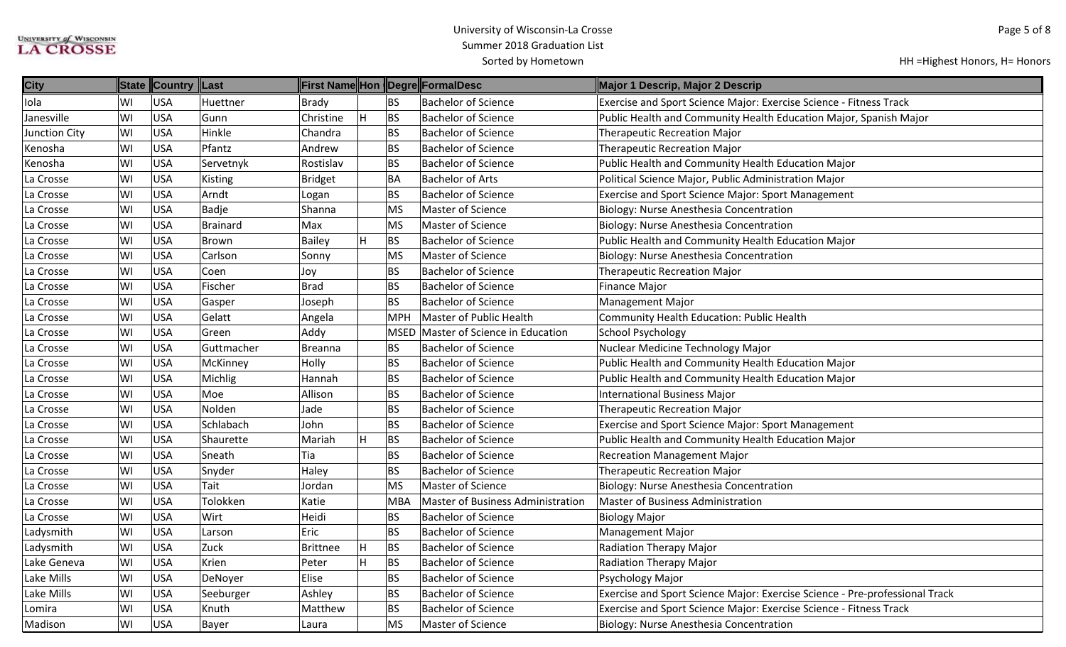University of Wisconsin-La Crosse
Summer 2018 Graduation List
Sorted by Hometown

HH =Highest Honors, H= Honors

| City | State | Country | Last | First Name | Hon | Degre | FormalDesc | Major 1 Descrip, Major 2 Descrip |
|---|---|---|---|---|---|---|---|---|
| Iola | WI | USA | Huettner | Brady | | BS | Bachelor of Science | Exercise and Sport Science Major: Exercise Science - Fitness Track |
| Janesville | WI | USA | Gunn | Christine | H | BS | Bachelor of Science | Public Health and Community Health Education Major, Spanish Major |
| Junction City | WI | USA | Hinkle | Chandra | | BS | Bachelor of Science | Therapeutic Recreation Major |
| Kenosha | WI | USA | Pfantz | Andrew | | BS | Bachelor of Science | Therapeutic Recreation Major |
| Kenosha | WI | USA | Servetnyk | Rostislav | | BS | Bachelor of Science | Public Health and Community Health Education Major |
| La Crosse | WI | USA | Kisting | Bridget | | BA | Bachelor of Arts | Political Science Major, Public Administration Major |
| La Crosse | WI | USA | Arndt | Logan | | BS | Bachelor of Science | Exercise and Sport Science Major: Sport Management |
| La Crosse | WI | USA | Badje | Shanna | | MS | Master of Science | Biology: Nurse Anesthesia Concentration |
| La Crosse | WI | USA | Brainard | Max | | MS | Master of Science | Biology: Nurse Anesthesia Concentration |
| La Crosse | WI | USA | Brown | Bailey | H | BS | Bachelor of Science | Public Health and Community Health Education Major |
| La Crosse | WI | USA | Carlson | Sonny | | MS | Master of Science | Biology: Nurse Anesthesia Concentration |
| La Crosse | WI | USA | Coen | Joy | | BS | Bachelor of Science | Therapeutic Recreation Major |
| La Crosse | WI | USA | Fischer | Brad | | BS | Bachelor of Science | Finance Major |
| La Crosse | WI | USA | Gasper | Joseph | | BS | Bachelor of Science | Management Major |
| La Crosse | WI | USA | Gelatt | Angela | | MPH | Master of Public Health | Community Health Education: Public Health |
| La Crosse | WI | USA | Green | Addy | | MSED | Master of Science in Education | School Psychology |
| La Crosse | WI | USA | Guttmacher | Breanna | | BS | Bachelor of Science | Nuclear Medicine Technology Major |
| La Crosse | WI | USA | McKinney | Holly | | BS | Bachelor of Science | Public Health and Community Health Education Major |
| La Crosse | WI | USA | Michlig | Hannah | | BS | Bachelor of Science | Public Health and Community Health Education Major |
| La Crosse | WI | USA | Moe | Allison | | BS | Bachelor of Science | International Business Major |
| La Crosse | WI | USA | Nolden | Jade | | BS | Bachelor of Science | Therapeutic Recreation Major |
| La Crosse | WI | USA | Schlabach | John | | BS | Bachelor of Science | Exercise and Sport Science Major: Sport Management |
| La Crosse | WI | USA | Shaurette | Mariah | H | BS | Bachelor of Science | Public Health and Community Health Education Major |
| La Crosse | WI | USA | Sneath | Tia | | BS | Bachelor of Science | Recreation Management Major |
| La Crosse | WI | USA | Snyder | Haley | | BS | Bachelor of Science | Therapeutic Recreation Major |
| La Crosse | WI | USA | Tait | Jordan | | MS | Master of Science | Biology: Nurse Anesthesia Concentration |
| La Crosse | WI | USA | Tolokken | Katie | | MBA | Master of Business Administration | Master of Business Administration |
| La Crosse | WI | USA | Wirt | Heidi | | BS | Bachelor of Science | Biology Major |
| Ladysmith | WI | USA | Larson | Eric | | BS | Bachelor of Science | Management Major |
| Ladysmith | WI | USA | Zuck | Brittnee | H | BS | Bachelor of Science | Radiation Therapy Major |
| Lake Geneva | WI | USA | Krien | Peter | H | BS | Bachelor of Science | Radiation Therapy Major |
| Lake Mills | WI | USA | DeNoyer | Elise | | BS | Bachelor of Science | Psychology Major |
| Lake Mills | WI | USA | Seeburger | Ashley | | BS | Bachelor of Science | Exercise and Sport Science Major: Exercise Science - Pre-professional Track |
| Lomira | WI | USA | Knuth | Matthew | | BS | Bachelor of Science | Exercise and Sport Science Major: Exercise Science - Fitness Track |
| Madison | WI | USA | Bayer | Laura | | MS | Master of Science | Biology: Nurse Anesthesia Concentration |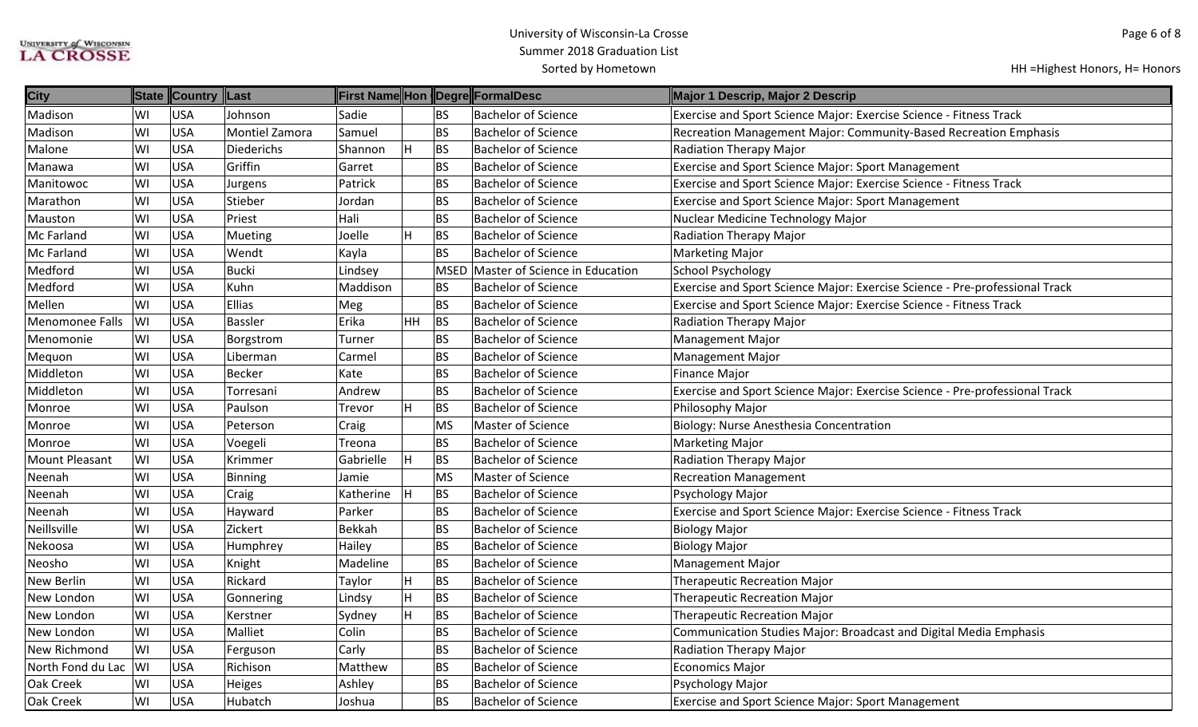University of Wisconsin-La Crosse
Summer 2018 Graduation List
Sorted by Hometown

HH =Highest Honors, H= Honors

| City | State | Country | Last | First Name | Hon | Degre | FormalDesc | Major 1 Descrip, Major 2 Descrip |
|---|---|---|---|---|---|---|---|---|
| Madison | WI | USA | Johnson | Sadie | | BS | Bachelor of Science | Exercise and Sport Science Major: Exercise Science - Fitness Track |
| Madison | WI | USA | Montiel Zamora | Samuel | | BS | Bachelor of Science | Recreation Management Major: Community-Based Recreation Emphasis |
| Malone | WI | USA | Diederichs | Shannon | H | BS | Bachelor of Science | Radiation Therapy Major |
| Manawa | WI | USA | Griffin | Garret | | BS | Bachelor of Science | Exercise and Sport Science Major: Sport Management |
| Manitowoc | WI | USA | Jurgens | Patrick | | BS | Bachelor of Science | Exercise and Sport Science Major: Exercise Science - Fitness Track |
| Marathon | WI | USA | Stieber | Jordan | | BS | Bachelor of Science | Exercise and Sport Science Major: Sport Management |
| Mauston | WI | USA | Priest | Hali | | BS | Bachelor of Science | Nuclear Medicine Technology Major |
| Mc Farland | WI | USA | Mueting | Joelle | H | BS | Bachelor of Science | Radiation Therapy Major |
| Mc Farland | WI | USA | Wendt | Kayla | | BS | Bachelor of Science | Marketing Major |
| Medford | WI | USA | Bucki | Lindsey | | MSED | Master of Science in Education | School Psychology |
| Medford | WI | USA | Kuhn | Maddison | | BS | Bachelor of Science | Exercise and Sport Science Major: Exercise Science - Pre-professional Track |
| Mellen | WI | USA | Ellias | Meg | | BS | Bachelor of Science | Exercise and Sport Science Major: Exercise Science - Fitness Track |
| Menomonee Falls | WI | USA | Bassler | Erika | HH | BS | Bachelor of Science | Radiation Therapy Major |
| Menomonie | WI | USA | Borgstrom | Turner | | BS | Bachelor of Science | Management Major |
| Mequon | WI | USA | Liberman | Carmel | | BS | Bachelor of Science | Management Major |
| Middleton | WI | USA | Becker | Kate | | BS | Bachelor of Science | Finance Major |
| Middleton | WI | USA | Torresani | Andrew | | BS | Bachelor of Science | Exercise and Sport Science Major: Exercise Science - Pre-professional Track |
| Monroe | WI | USA | Paulson | Trevor | H | BS | Bachelor of Science | Philosophy Major |
| Monroe | WI | USA | Peterson | Craig | | MS | Master of Science | Biology: Nurse Anesthesia Concentration |
| Monroe | WI | USA | Voegeli | Treona | | BS | Bachelor of Science | Marketing Major |
| Mount Pleasant | WI | USA | Krimmer | Gabrielle | H | BS | Bachelor of Science | Radiation Therapy Major |
| Neenah | WI | USA | Binning | Jamie | | MS | Master of Science | Recreation Management |
| Neenah | WI | USA | Craig | Katherine | H | BS | Bachelor of Science | Psychology Major |
| Neenah | WI | USA | Hayward | Parker | | BS | Bachelor of Science | Exercise and Sport Science Major: Exercise Science - Fitness Track |
| Neillsville | WI | USA | Zickert | Bekkah | | BS | Bachelor of Science | Biology Major |
| Nekoosa | WI | USA | Humphrey | Hailey | | BS | Bachelor of Science | Biology Major |
| Neosho | WI | USA | Knight | Madeline | | BS | Bachelor of Science | Management Major |
| New Berlin | WI | USA | Rickard | Taylor | H | BS | Bachelor of Science | Therapeutic Recreation Major |
| New London | WI | USA | Gonnering | Lindsy | H | BS | Bachelor of Science | Therapeutic Recreation Major |
| New London | WI | USA | Kerstner | Sydney | H | BS | Bachelor of Science | Therapeutic Recreation Major |
| New London | WI | USA | Malliet | Colin | | BS | Bachelor of Science | Communication Studies Major: Broadcast and Digital Media Emphasis |
| New Richmond | WI | USA | Ferguson | Carly | | BS | Bachelor of Science | Radiation Therapy Major |
| North Fond du Lac | WI | USA | Richison | Matthew | | BS | Bachelor of Science | Economics Major |
| Oak Creek | WI | USA | Heiges | Ashley | | BS | Bachelor of Science | Psychology Major |
| Oak Creek | WI | USA | Hubatch | Joshua | | BS | Bachelor of Science | Exercise and Sport Science Major: Sport Management |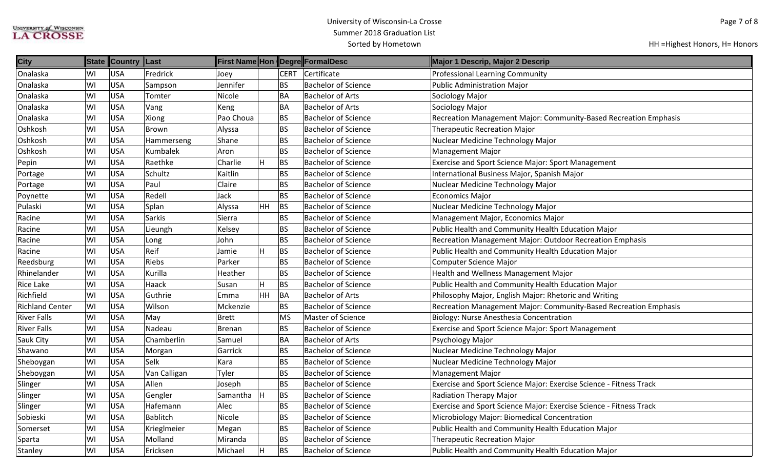| City | State | Country | Last | First Name | Hon | Degre | FormalDesc | Major 1 Descrip, Major 2 Descrip |
|---|---|---|---|---|---|---|---|---|
| Onalaska | WI | USA | Fredrick | Joey | | CERT | Certificate | Professional Learning Community |
| Onalaska | WI | USA | Sampson | Jennifer | | BS | Bachelor of Science | Public Administration Major |
| Onalaska | WI | USA | Tomter | Nicole | | BA | Bachelor of Arts | Sociology Major |
| Onalaska | WI | USA | Vang | Keng | | BA | Bachelor of Arts | Sociology Major |
| Onalaska | WI | USA | Xiong | Pao Choua | | BS | Bachelor of Science | Recreation Management Major: Community-Based Recreation Emphasis |
| Oshkosh | WI | USA | Brown | Alyssa | | BS | Bachelor of Science | Therapeutic Recreation Major |
| Oshkosh | WI | USA | Hammerseng | Shane | | BS | Bachelor of Science | Nuclear Medicine Technology Major |
| Oshkosh | WI | USA | Kumbalek | Aron | | BS | Bachelor of Science | Management Major |
| Pepin | WI | USA | Raethke | Charlie | H | BS | Bachelor of Science | Exercise and Sport Science Major: Sport Management |
| Portage | WI | USA | Schultz | Kaitlin | | BS | Bachelor of Science | International Business Major, Spanish Major |
| Portage | WI | USA | Paul | Claire | | BS | Bachelor of Science | Nuclear Medicine Technology Major |
| Poynette | WI | USA | Redell | Jack | | BS | Bachelor of Science | Economics Major |
| Pulaski | WI | USA | Splan | Alyssa | HH | BS | Bachelor of Science | Nuclear Medicine Technology Major |
| Racine | WI | USA | Sarkis | Sierra | | BS | Bachelor of Science | Management Major, Economics Major |
| Racine | WI | USA | Lieungh | Kelsey | | BS | Bachelor of Science | Public Health and Community Health Education Major |
| Racine | WI | USA | Long | John | | BS | Bachelor of Science | Recreation Management Major: Outdoor Recreation Emphasis |
| Racine | WI | USA | Reif | Jamie | H | BS | Bachelor of Science | Public Health and Community Health Education Major |
| Reedsburg | WI | USA | Riebs | Parker | | BS | Bachelor of Science | Computer Science Major |
| Rhinelander | WI | USA | Kurilla | Heather | | BS | Bachelor of Science | Health and Wellness Management Major |
| Rice Lake | WI | USA | Haack | Susan | H | BS | Bachelor of Science | Public Health and Community Health Education Major |
| Richfield | WI | USA | Guthrie | Emma | HH | BA | Bachelor of Arts | Philosophy Major, English Major: Rhetoric and Writing |
| Richland Center | WI | USA | Wilson | Mckenzie | | BS | Bachelor of Science | Recreation Management Major: Community-Based Recreation Emphasis |
| River Falls | WI | USA | May | Brett | | MS | Master of Science | Biology: Nurse Anesthesia Concentration |
| River Falls | WI | USA | Nadeau | Brenan | | BS | Bachelor of Science | Exercise and Sport Science Major: Sport Management |
| Sauk City | WI | USA | Chamberlin | Samuel | | BA | Bachelor of Arts | Psychology Major |
| Shawano | WI | USA | Morgan | Garrick | | BS | Bachelor of Science | Nuclear Medicine Technology Major |
| Sheboygan | WI | USA | Selk | Kara | | BS | Bachelor of Science | Nuclear Medicine Technology Major |
| Sheboygan | WI | USA | Van Calligan | Tyler | | BS | Bachelor of Science | Management Major |
| Slinger | WI | USA | Allen | Joseph | | BS | Bachelor of Science | Exercise and Sport Science Major: Exercise Science - Fitness Track |
| Slinger | WI | USA | Gengler | Samantha | H | BS | Bachelor of Science | Radiation Therapy Major |
| Slinger | WI | USA | Hafemann | Alec | | BS | Bachelor of Science | Exercise and Sport Science Major: Exercise Science - Fitness Track |
| Sobieski | WI | USA | Bablitch | Nicole | | BS | Bachelor of Science | Microbiology Major: Biomedical Concentration |
| Somerset | WI | USA | Krieglmeier | Megan | | BS | Bachelor of Science | Public Health and Community Health Education Major |
| Sparta | WI | USA | Molland | Miranda | | BS | Bachelor of Science | Therapeutic Recreation Major |
| Stanley | WI | USA | Ericksen | Michael | H | BS | Bachelor of Science | Public Health and Community Health Education Major |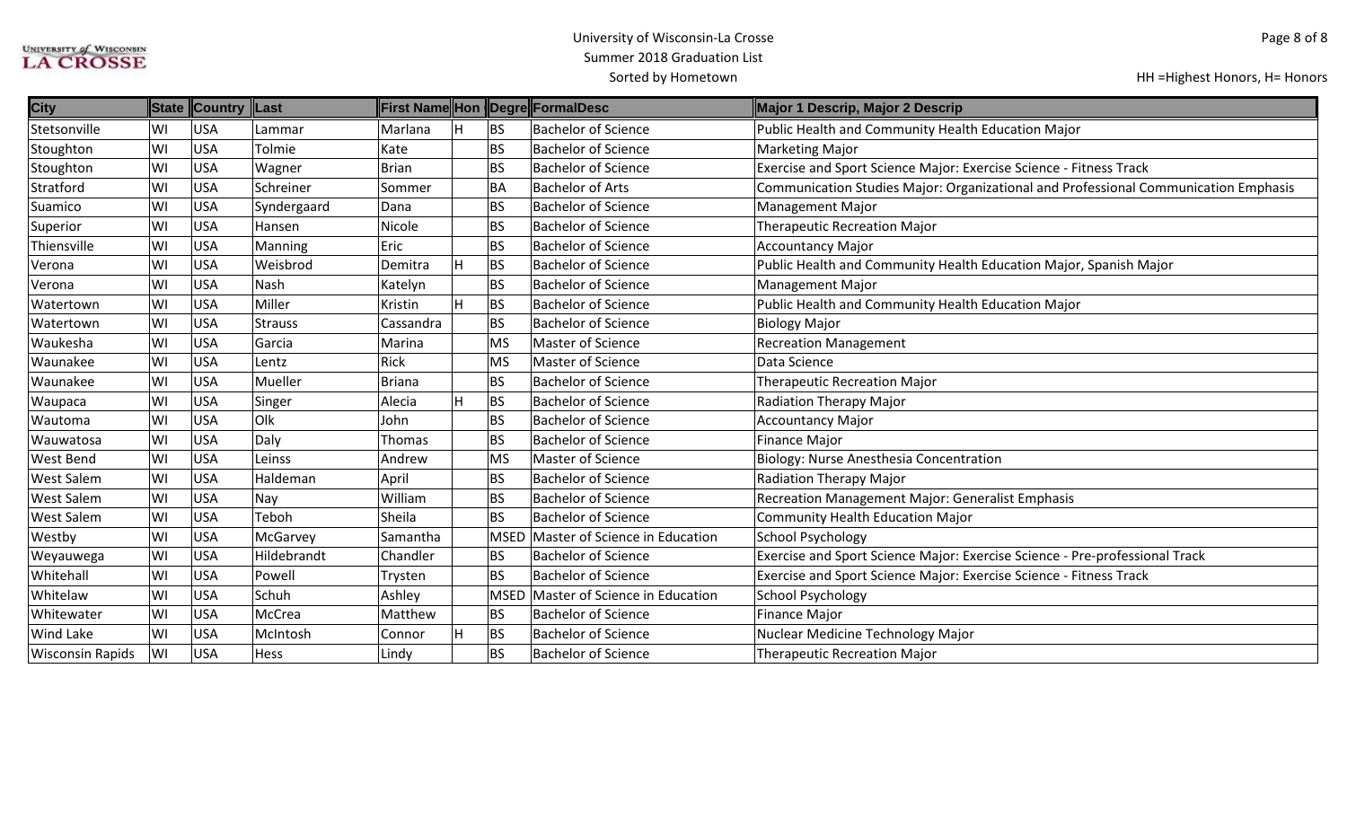University of Wisconsin-La Crosse
Summer 2018 Graduation List
Sorted by Hometown

HH =Highest Honors, H= Honors

| City | State | Country | Last | First Name | Hon | Degre | FormalDesc | Major 1 Descrip, Major 2 Descrip |
|---|---|---|---|---|---|---|---|---|
| Stetsonville | WI | USA | Lammar | Marlana | H | BS | Bachelor of Science | Public Health and Community Health Education Major |
| Stoughton | WI | USA | Tolmie | Kate | | BS | Bachelor of Science | Marketing Major |
| Stoughton | WI | USA | Wagner | Brian | | BS | Bachelor of Science | Exercise and Sport Science Major: Exercise Science - Fitness Track |
| Stratford | WI | USA | Schreiner | Sommer | | BA | Bachelor of Arts | Communication Studies Major: Organizational and Professional Communication Emphasis |
| Suamico | WI | USA | Syndergaard | Dana | | BS | Bachelor of Science | Management Major |
| Superior | WI | USA | Hansen | Nicole | | BS | Bachelor of Science | Therapeutic Recreation Major |
| Thiensville | WI | USA | Manning | Eric | | BS | Bachelor of Science | Accountancy Major |
| Verona | WI | USA | Weisbrod | Demitra | H | BS | Bachelor of Science | Public Health and Community Health Education Major, Spanish Major |
| Verona | WI | USA | Nash | Katelyn | | BS | Bachelor of Science | Management Major |
| Watertown | WI | USA | Miller | Kristin | H | BS | Bachelor of Science | Public Health and Community Health Education Major |
| Watertown | WI | USA | Strauss | Cassandra | | BS | Bachelor of Science | Biology Major |
| Waukesha | WI | USA | Garcia | Marina | | MS | Master of Science | Recreation Management |
| Waunakee | WI | USA | Lentz | Rick | | MS | Master of Science | Data Science |
| Waunakee | WI | USA | Mueller | Briana | | BS | Bachelor of Science | Therapeutic Recreation Major |
| Waupaca | WI | USA | Singer | Alecia | H | BS | Bachelor of Science | Radiation Therapy Major |
| Wautoma | WI | USA | Olk | John | | BS | Bachelor of Science | Accountancy Major |
| Wauwatosa | WI | USA | Daly | Thomas | | BS | Bachelor of Science | Finance Major |
| West Bend | WI | USA | Leinss | Andrew | | MS | Master of Science | Biology: Nurse Anesthesia Concentration |
| West Salem | WI | USA | Haldeman | April | | BS | Bachelor of Science | Radiation Therapy Major |
| West Salem | WI | USA | Nay | William | | BS | Bachelor of Science | Recreation Management Major: Generalist Emphasis |
| West Salem | WI | USA | Teboh | Sheila | | BS | Bachelor of Science | Community Health Education Major |
| Westby | WI | USA | McGarvey | Samantha | | MSED | Master of Science in Education | School Psychology |
| Weyauwega | WI | USA | Hildebrandt | Chandler | | BS | Bachelor of Science | Exercise and Sport Science Major: Exercise Science - Pre-professional Track |
| Whitehall | WI | USA | Powell | Trysten | | BS | Bachelor of Science | Exercise and Sport Science Major: Exercise Science - Fitness Track |
| Whitelaw | WI | USA | Schuh | Ashley | | MSED | Master of Science in Education | School Psychology |
| Whitewater | WI | USA | McCrea | Matthew | | BS | Bachelor of Science | Finance Major |
| Wind Lake | WI | USA | McIntosh | Connor | H | BS | Bachelor of Science | Nuclear Medicine Technology Major |
| Wisconsin Rapids | WI | USA | Hess | Lindy | | BS | Bachelor of Science | Therapeutic Recreation Major |